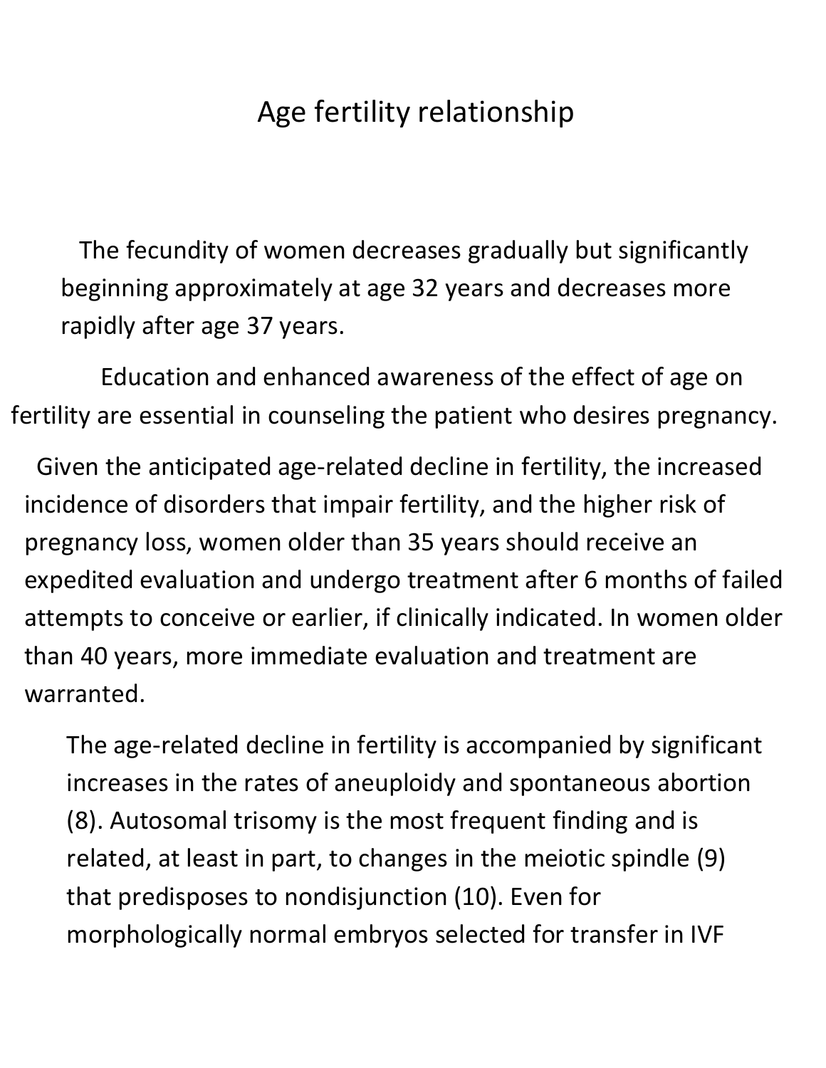# Age fertility relationship

The fecundity of women decreases gradually but significantly beginning approximately at age 32 years and decreases more rapidly after age 37 years.

Education and enhanced awareness of the effect of age on fertility are essential in counseling the patient who desires pregnancy.

Given the anticipated age-related decline in fertility, the increased incidence of disorders that impair fertility, and the higher risk of pregnancy loss, women older than 35 years should receive an expedited evaluation and undergo treatment after 6 months of failed attempts to conceive or earlier, if clinically indicated. In women older than 40 years, more immediate evaluation and treatment are warranted.

The age-related decline in fertility is accompanied by significant increases in the rates of aneuploidy and spontaneous abortion (8). Autosomal trisomy is the most frequent finding and is related, at least in part, to changes in the meiotic spindle (9) that predisposes to nondisjunction (10). Even for morphologically normal embryos selected for transfer in IVF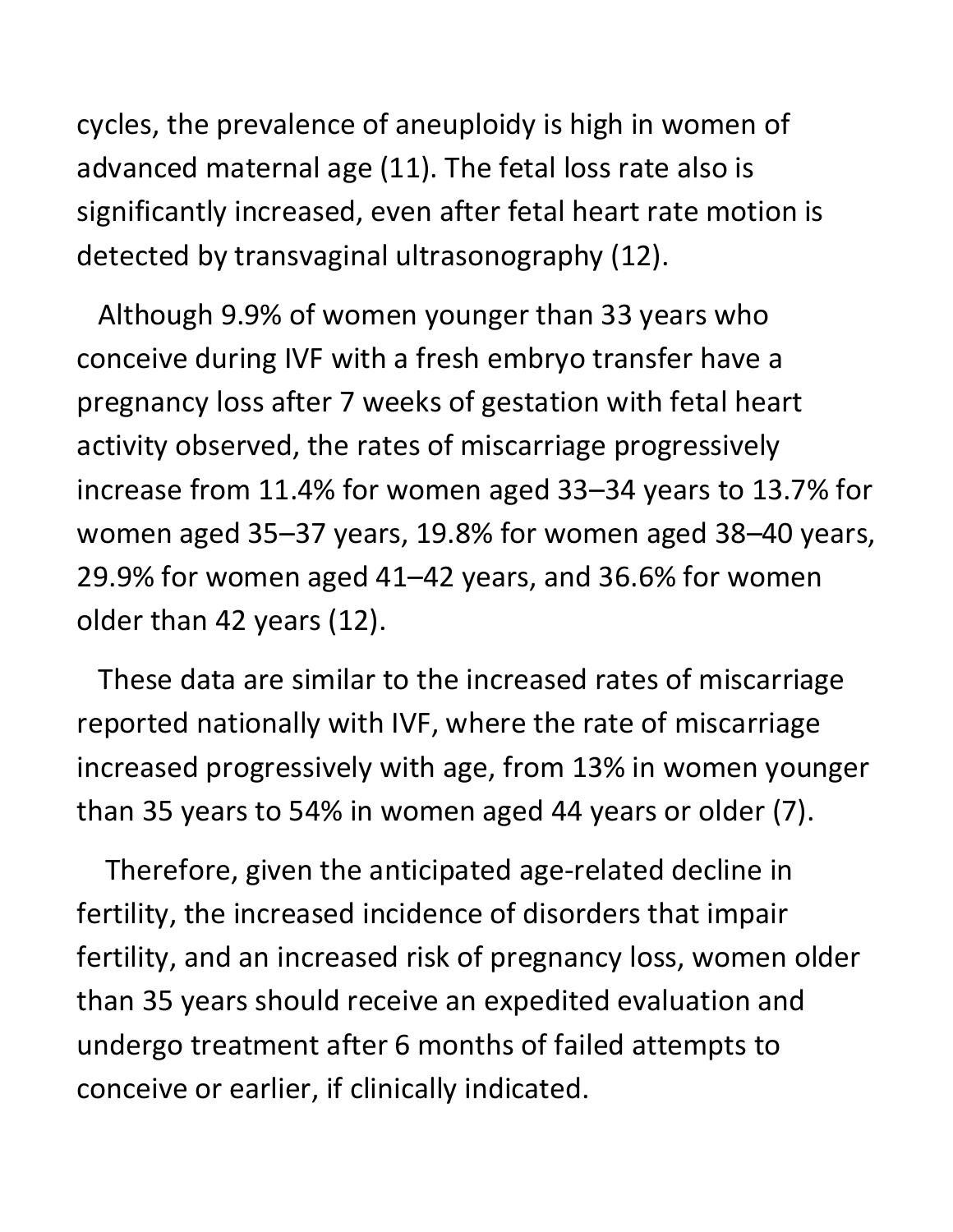cycles, the prevalence of aneuploidy is high in women of advanced maternal age (11). The fetal loss rate also is significantly increased, even after fetal heart rate motion is detected by transvaginal ultrasonography (12).

Although 9.9% of women younger than 33 years who conceive during IVF with a fresh embryo transfer have a pregnancy loss after 7 weeks of gestation with fetal heart activity observed, the rates of miscarriage progressively increase from 11.4% for women aged 33–34 years to 13.7% for women aged 35–37 years, 19.8% for women aged 38–40 years, 29.9% for women aged 41–42 years, and 36.6% for women older than 42 years (12).

These data are similar to the increased rates of miscarriage reported nationally with IVF, where the rate of miscarriage increased progressively with age, from 13% in women younger than 35 years to 54% in women aged 44 years or older (7).

Therefore, given the anticipated age-related decline in fertility, the increased incidence of disorders that impair fertility, and an increased risk of pregnancy loss, women older than 35 years should receive an expedited evaluation and undergo treatment after 6 months of failed attempts to conceive or earlier, if clinically indicated.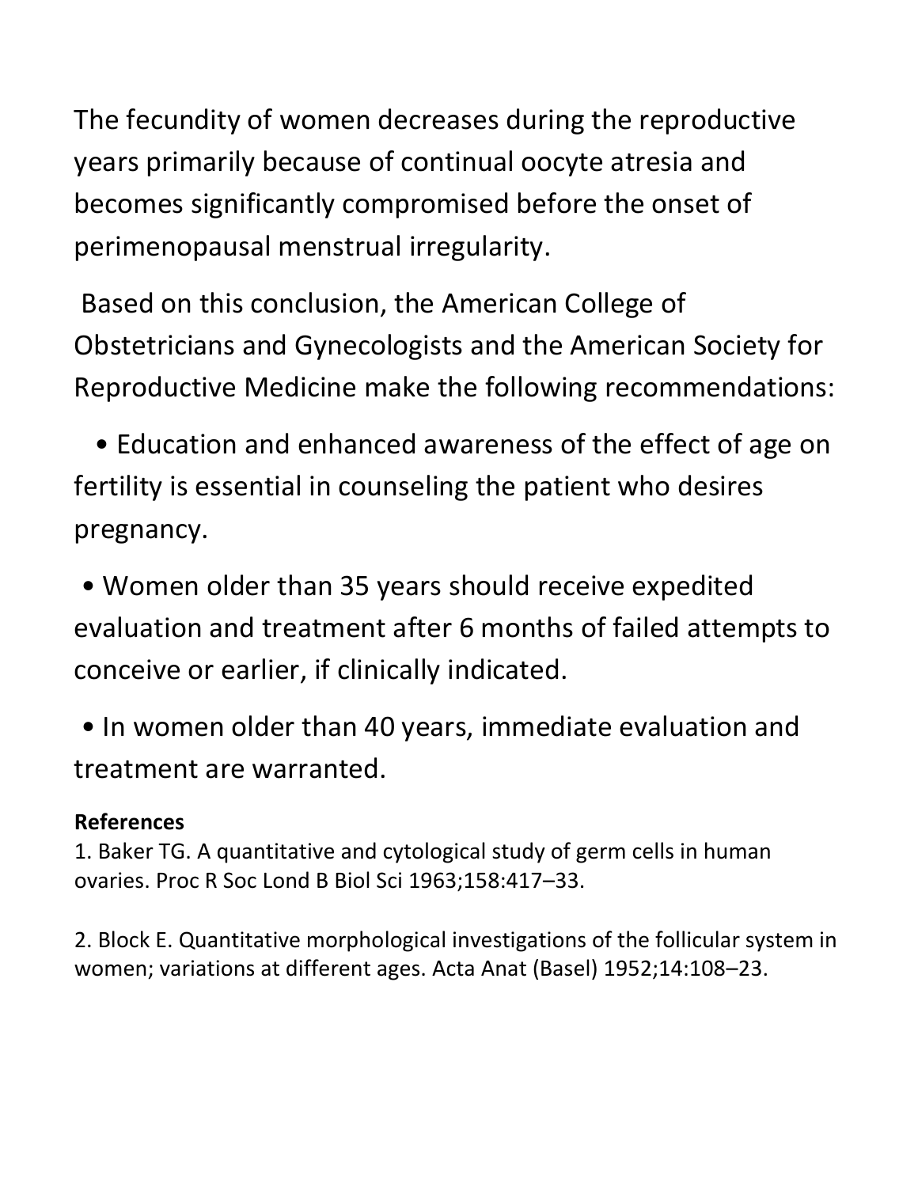The fecundity of women decreases during the reproductive years primarily because of continual oocyte atresia and becomes significantly compromised before the onset of perimenopausal menstrual irregularity.

Based on this conclusion, the American College of Obstetricians and Gynecologists and the American Society for Reproductive Medicine make the following recommendations:

- Education and enhanced awareness of the effect of age on fertility is essential in counseling the patient who desires pregnancy.
- Women older than 35 years should receive expedited evaluation and treatment after 6 months of failed attempts to conceive or earlier, if clinically indicated.
- In women older than 40 years, immediate evaluation and treatment are warranted.

**References**

1. Baker TG. A quantitative and cytological study of germ cells in human ovaries. Proc R Soc Lond B Biol Sci 1963;158:417–33.

2. Block E. Quantitative morphological investigations of the follicular system in women; variations at different ages. Acta Anat (Basel) 1952;14:108–23.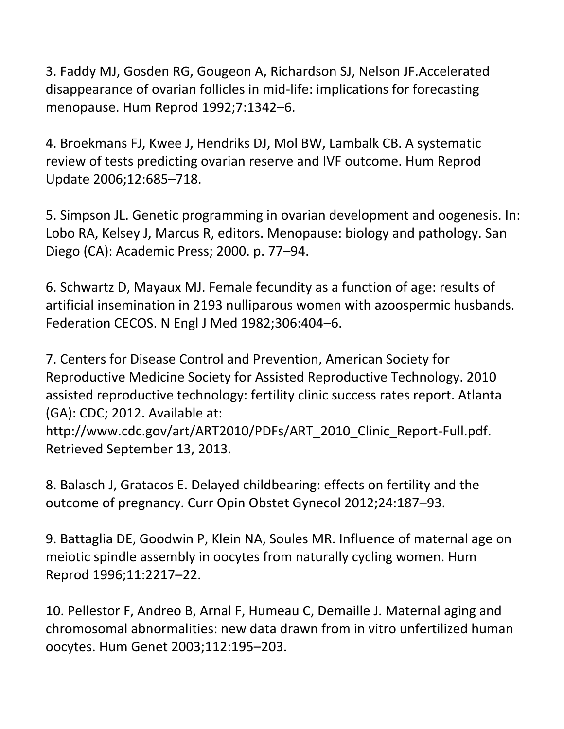3. Faddy MJ, Gosden RG, Gougeon A, Richardson SJ, Nelson JF.Accelerated disappearance of ovarian follicles in mid-life: implications for forecasting menopause. Hum Reprod 1992;7:1342–6.

4. Broekmans FJ, Kwee J, Hendriks DJ, Mol BW, Lambalk CB. A systematic review of tests predicting ovarian reserve and IVF outcome. Hum Reprod Update 2006;12:685–718.

5. Simpson JL. Genetic programming in ovarian development and oogenesis. In: Lobo RA, Kelsey J, Marcus R, editors. Menopause: biology and pathology. San Diego (CA): Academic Press; 2000. p. 77–94.

6. Schwartz D, Mayaux MJ. Female fecundity as a function of age: results of artificial insemination in 2193 nulliparous women with azoospermic husbands. Federation CECOS. N Engl J Med 1982;306:404–6.

7. Centers for Disease Control and Prevention, American Society for Reproductive Medicine Society for Assisted Reproductive Technology. 2010 assisted reproductive technology: fertility clinic success rates report. Atlanta (GA): CDC; 2012. Available at: http://www.cdc.gov/art/ART2010/PDFs/ART_2010_Clinic_Report-Full.pdf. Retrieved September 13, 2013.

8. Balasch J, Gratacos E. Delayed childbearing: effects on fertility and the outcome of pregnancy. Curr Opin Obstet Gynecol 2012;24:187–93.

9. Battaglia DE, Goodwin P, Klein NA, Soules MR. Influence of maternal age on meiotic spindle assembly in oocytes from naturally cycling women. Hum Reprod 1996;11:2217–22.

10. Pellestor F, Andreo B, Arnal F, Humeau C, Demaille J. Maternal aging and chromosomal abnormalities: new data drawn from in vitro unfertilized human oocytes. Hum Genet 2003;112:195–203.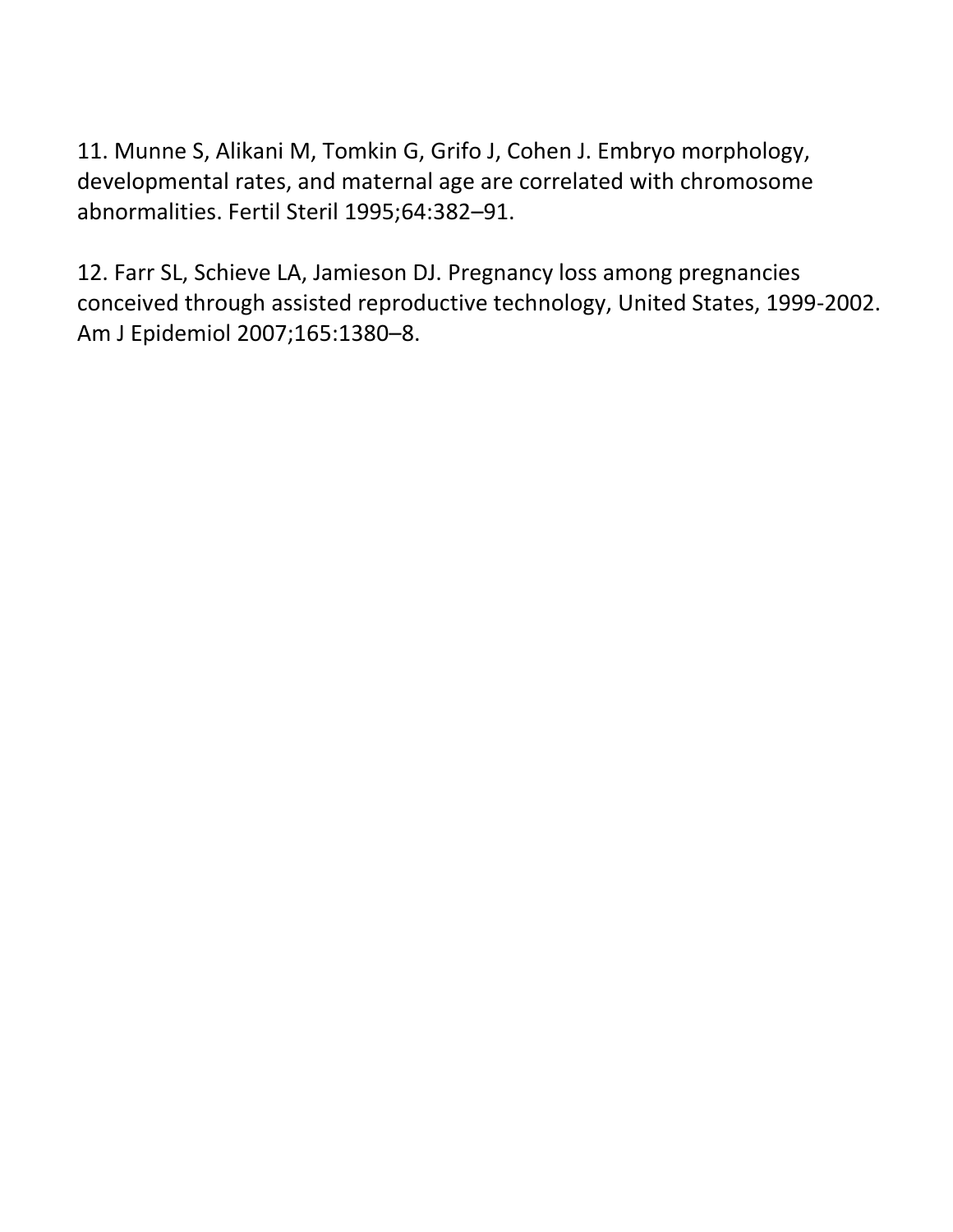11. Munne S, Alikani M, Tomkin G, Grifo J, Cohen J. Embryo morphology, developmental rates, and maternal age are correlated with chromosome abnormalities. Fertil Steril 1995;64:382–91.

12. Farr SL, Schieve LA, Jamieson DJ. Pregnancy loss among pregnancies conceived through assisted reproductive technology, United States, 1999-2002. Am J Epidemiol 2007;165:1380–8.